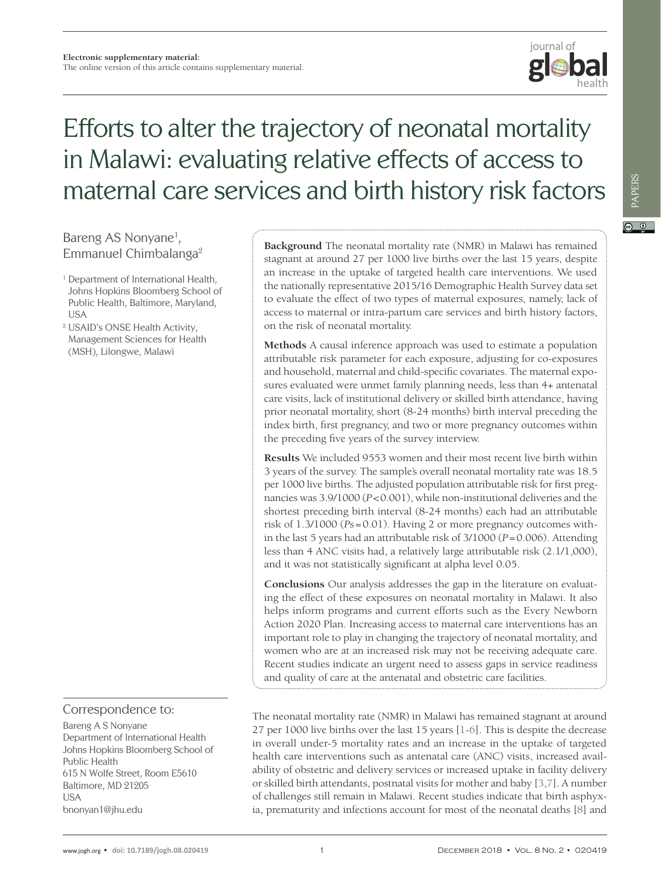**Electronic supplementary material:**
The online version of this article contains supplementary material.

# Efforts to alter the trajectory of neonatal mortality in Malawi: evaluating relative effects of access to maternal care services and birth history risk factors

Bareng AS Nonyane[1], Emmanuel Chimbalanga[2]

[1] Department of International Health, Johns Hopkins Bloomberg School of Public Health, Baltimore, Maryland, USA

[2] USAID's ONSE Health Activity, Management Sciences for Health (MSH), Lilongwe, Malawi

**Background** The neonatal mortality rate (NMR) in Malawi has remained stagnant at around 27 per 1000 live births over the last 15 years, despite an increase in the uptake of targeted health care interventions. We used the nationally representative 2015/16 Demographic Health Survey data set to evaluate the effect of two types of maternal exposures, namely, lack of access to maternal or intra-partum care services and birth history factors, on the risk of neonatal mortality.

**Methods** A causal inference approach was used to estimate a population attributable risk parameter for each exposure, adjusting for co-exposures and household, maternal and child-specific covariates. The maternal exposures evaluated were unmet family planning needs, less than 4+ antenatal care visits, lack of institutional delivery or skilled birth attendance, having prior neonatal mortality, short (8-24 months) birth interval preceding the index birth, first pregnancy, and two or more pregnancy outcomes within the preceding five years of the survey interview.

**Results** We included 9553 women and their most recent live birth within 3 years of the survey. The sample's overall neonatal mortality rate was 18.5 per 1000 live births. The adjusted population attributable risk for first pregnancies was 3.9/1000 ($P<0.001$), while non-institutional deliveries and the shortest preceding birth interval (8-24 months) each had an attributable risk of 1.3/1000 ($Ps=0.01$). Having 2 or more pregnancy outcomes within the last 5 years had an attributable risk of 3/1000 ($P=0.006$). Attending less than 4 ANC visits had, a relatively large attributable risk (2.1/1,000), and it was not statistically significant at alpha level 0.05.

**Conclusions** Our analysis addresses the gap in the literature on evaluating the effect of these exposures on neonatal mortality in Malawi. It also helps inform programs and current efforts such as the Every Newborn Action 2020 Plan. Increasing access to maternal care interventions has an important role to play in changing the trajectory of neonatal mortality, and women who are at an increased risk may not be receiving adequate care. Recent studies indicate an urgent need to assess gaps in service readiness and quality of care at the antenatal and obstetric care facilities.

**Correspondence to:**
Bareng A S Nonyane
Department of International Health
Johns Hopkins Bloomberg School of Public Health
615 N Wolfe Street, Room E5610
Baltimore, MD 21205
USA
bnonyan1@jhu.edu

The neonatal mortality rate (NMR) in Malawi has remained stagnant at around 27 per 1000 live births over the last 15 years [1-6]. This is despite the decrease in overall under-5 mortality rates and an increase in the uptake of targeted health care interventions such as antenatal care (ANC) visits, increased availability of obstetric and delivery services or increased uptake in facility delivery or skilled birth attendants, postnatal visits for mother and baby [3,7]. A number of challenges still remain in Malawi. Recent studies indicate that birth asphyxia, prematurity and infections account for most of the neonatal deaths [8] and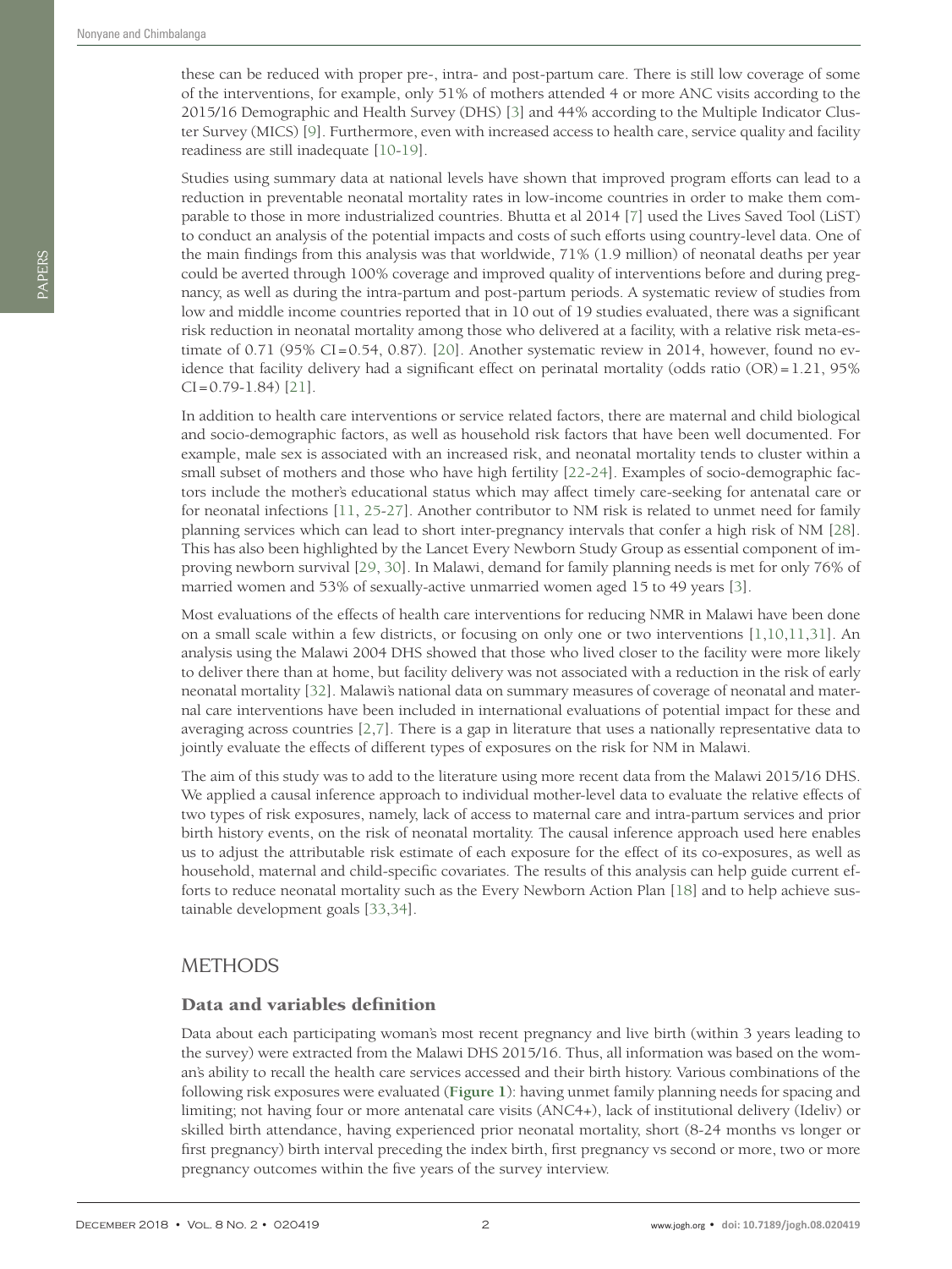these can be reduced with proper pre-, intra- and post-partum care. There is still low coverage of some of the interventions, for example, only 51% of mothers attended 4 or more ANC visits according to the 2015/16 Demographic and Health Survey (DHS) [3] and 44% according to the Multiple Indicator Cluster Survey (MICS) [9]. Furthermore, even with increased access to health care, service quality and facility readiness are still inadequate [10-19].

Studies using summary data at national levels have shown that improved program efforts can lead to a reduction in preventable neonatal mortality rates in low-income countries in order to make them comparable to those in more industrialized countries. Bhutta et al 2014 [7] used the Lives Saved Tool (LiST) to conduct an analysis of the potential impacts and costs of such efforts using country-level data. One of the main findings from this analysis was that worldwide, 71% (1.9 million) of neonatal deaths per year could be averted through 100% coverage and improved quality of interventions before and during pregnancy, as well as during the intra-partum and post-partum periods. A systematic review of studies from low and middle income countries reported that in 10 out of 19 studies evaluated, there was a significant risk reduction in neonatal mortality among those who delivered at a facility, with a relative risk meta-estimate of 0.71 (95% CI = 0.54, 0.87). [20]. Another systematic review in 2014, however, found no evidence that facility delivery had a significant effect on perinatal mortality (odds ratio (OR) = 1.21, 95% CI = 0.79-1.84) [21].

In addition to health care interventions or service related factors, there are maternal and child biological and socio-demographic factors, as well as household risk factors that have been well documented. For example, male sex is associated with an increased risk, and neonatal mortality tends to cluster within a small subset of mothers and those who have high fertility [22-24]. Examples of socio-demographic factors include the mother's educational status which may affect timely care-seeking for antenatal care or for neonatal infections [11, 25-27]. Another contributor to NM risk is related to unmet need for family planning services which can lead to short inter-pregnancy intervals that confer a high risk of NM [28]. This has also been highlighted by the Lancet Every Newborn Study Group as essential component of improving newborn survival [29, 30]. In Malawi, demand for family planning needs is met for only 76% of married women and 53% of sexually-active unmarried women aged 15 to 49 years [3].

Most evaluations of the effects of health care interventions for reducing NMR in Malawi have been done on a small scale within a few districts, or focusing on only one or two interventions [1,10,11,31]. An analysis using the Malawi 2004 DHS showed that those who lived closer to the facility were more likely to deliver there than at home, but facility delivery was not associated with a reduction in the risk of early neonatal mortality [32]. Malawi's national data on summary measures of coverage of neonatal and maternal care interventions have been included in international evaluations of potential impact for these and averaging across countries [2,7]. There is a gap in literature that uses a nationally representative data to jointly evaluate the effects of different types of exposures on the risk for NM in Malawi.

The aim of this study was to add to the literature using more recent data from the Malawi 2015/16 DHS. We applied a causal inference approach to individual mother-level data to evaluate the relative effects of two types of risk exposures, namely, lack of access to maternal care and intra-partum services and prior birth history events, on the risk of neonatal mortality. The causal inference approach used here enables us to adjust the attributable risk estimate of each exposure for the effect of its co-exposures, as well as household, maternal and child-specific covariates. The results of this analysis can help guide current efforts to reduce neonatal mortality such as the Every Newborn Action Plan [18] and to help achieve sustainable development goals [33,34].

# METHODS

## Data and variables definition

Data about each participating woman's most recent pregnancy and live birth (within 3 years leading to the survey) were extracted from the Malawi DHS 2015/16. Thus, all information was based on the woman's ability to recall the health care services accessed and their birth history. Various combinations of the following risk exposures were evaluated (**Figure 1**): having unmet family planning needs for spacing and limiting; not having four or more antenatal care visits (ANC4+), lack of institutional delivery (Ideliv) or skilled birth attendance, having experienced prior neonatal mortality, short (8-24 months vs longer or first pregnancy) birth interval preceding the index birth, first pregnancy vs second or more, two or more pregnancy outcomes within the five years of the survey interview.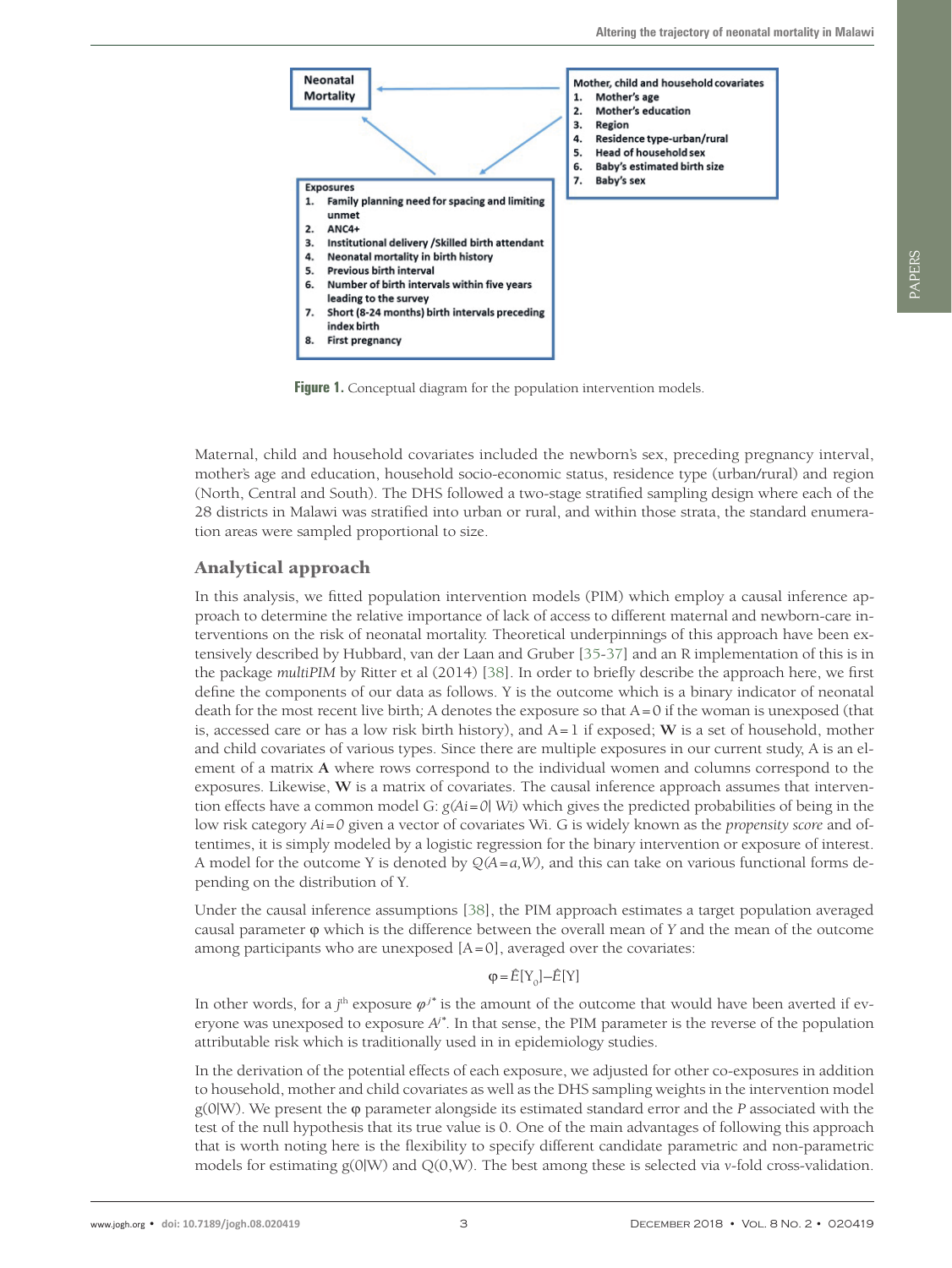Neonatal Mortality

Mother, child and household covariates
1. Mother's age
2. Mother's education
3. Region
4. Residence type-urban/rural
5. Head of household sex
6. Baby's estimated birth size
7. Baby's sex

Exposures
1. Family planning need for spacing and limiting unmet
2. ANC4+
3. Institutional delivery /Skilled birth attendant
4. Neonatal mortality in birth history
5. Previous birth interval
6. Number of birth intervals within five years leading to the survey
7. Short (8-24 months) birth intervals preceding index birth
8. First pregnancy

**Figure 1.** Conceptual diagram for the population intervention models.

Maternal, child and household covariates included the newborn's sex, preceding pregnancy interval, mother's age and education, household socio-economic status, residence type (urban/rural) and region (North, Central and South). The DHS followed a two-stage stratified sampling design where each of the 28 districts in Malawi was stratified into urban or rural, and within those strata, the standard enumeration areas were sampled proportional to size.

## Analytical approach

In this analysis, we fitted population intervention models (PIM) which employ a causal inference approach to determine the relative importance of lack of access to different maternal and newborn-care interventions on the risk of neonatal mortality. Theoretical underpinnings of this approach have been extensively described by Hubbard, van der Laan and Gruber [35-37] and an R implementation of this is in the package *multiPIM* by Ritter et al (2014) [38]. In order to briefly describe the approach here, we first define the components of our data as follows. Y is the outcome which is a binary indicator of neonatal death for the most recent live birth; A denotes the exposure so that A = 0 if the woman is unexposed (that is, accessed care or has a low risk birth history), and A = 1 if exposed; **W** is a set of household, mother and child covariates of various types. Since there are multiple exposures in our current study, A is an element of a matrix **A** where rows correspond to the individual women and columns correspond to the exposures. Likewise, **W** is a matrix of covariates. The causal inference approach assumes that intervention effects have a common model G: $g(A_i = 0 | W_i)$ which gives the predicted probabilities of being in the low risk category $A_i = 0$ given a vector of covariates Wi. G is widely known as the *propensity score* and oftentimes, it is simply modeled by a logistic regression for the binary intervention or exposure of interest. A model for the outcome Y is denoted by $Q(A = a, W)$, and this can take on various functional forms depending on the distribution of Y.

Under the causal inference assumptions [38], the PIM approach estimates a target population averaged causal parameter φ which is the difference between the overall mean of *Y* and the mean of the outcome among participants who are unexposed [A = 0], averaged over the covariates:

$$\varphi = \hat{E}[Y_0] - \hat{E}[Y]$$

In other words, for a $j^{th}$ exposure $\varphi^{j*}$ is the amount of the outcome that would have been averted if everyone was unexposed to exposure $A^{j*}$. In that sense, the PIM parameter is the reverse of the population attributable risk which is traditionally used in in epidemiology studies.

In the derivation of the potential effects of each exposure, we adjusted for other co-exposures in addition to household, mother and child covariates as well as the DHS sampling weights in the intervention model g(0|W). We present the φ parameter alongside its estimated standard error and the *P* associated with the test of the null hypothesis that its true value is 0. One of the main advantages of following this approach that is worth noting here is the flexibility to specify different candidate parametric and non-parametric models for estimating g(0|W) and Q(0,W). The best among these is selected via *v*-fold cross-validation.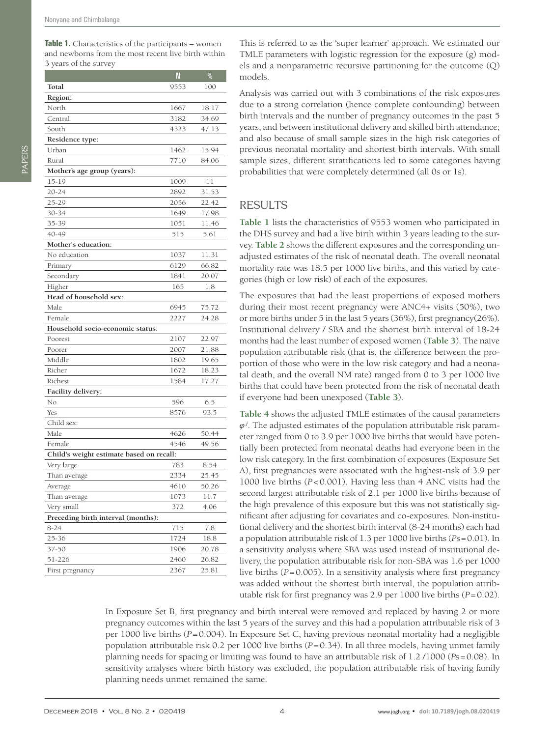**Table 1.** Characteristics of the participants – women and newborns from the most recent live birth within 3 years of the survey

| | N | % |
|---|---|---|
| **Total** | 9553 | 100 |
| **Region:** | | |
| North | 1667 | 18.17 |
| Central | 3182 | 34.69 |
| South | 4323 | 47.13 |
| **Residence type:** | | |
| Urban | 1462 | 15.94 |
| Rural | 7710 | 84.06 |
| **Mother's age group (years):** | | |
| 15-19 | 1009 | 11 |
| 20-24 | 2892 | 31.53 |
| 25-29 | 2056 | 22.42 |
| 30-34 | 1649 | 17.98 |
| 35-39 | 1051 | 11.46 |
| 40-49 | 515 | 5.61 |
| **Mother's education:** | | |
| No education | 1037 | 11.31 |
| Primary | 6129 | 66.82 |
| Secondary | 1841 | 20.07 |
| Higher | 165 | 1.8 |
| **Head of household sex:** | | |
| Male | 6945 | 75.72 |
| Female | 2227 | 24.28 |
| **Household socio-economic status:** | | |
| Poorest | 2107 | 22.97 |
| Poorer | 2007 | 21.88 |
| Middle | 1802 | 19.65 |
| Richer | 1672 | 18.23 |
| Richest | 1584 | 17.27 |
| **Facility delivery:** | | |
| No | 596 | 6.5 |
| Yes | 8576 | 93.5 |
| Child sex: | | |
| Male | 4626 | 50.44 |
| Female | 4546 | 49.56 |
| **Child's weight estimate based on recall:** | | |
| Very large | 783 | 8.54 |
| Than average | 2334 | 25.45 |
| Average | 4610 | 50.26 |
| Than average | 1073 | 11.7 |
| Very small | 372 | 4.06 |
| **Preceding birth interval (months):** | | |
| 8-24 | 715 | 7.8 |
| 25-36 | 1724 | 18.8 |
| 37-50 | 1906 | 20.78 |
| 51-226 | 2460 | 26.82 |
| First pregnancy | 2367 | 25.81 |

This is referred to as the 'super learner' approach. We estimated our TMLE parameters with logistic regression for the exposure (g) models and a nonparametric recursive partitioning for the outcome (Q) models.

Analysis was carried out with 3 combinations of the risk exposures due to a strong correlation (hence complete confounding) between birth intervals and the number of pregnancy outcomes in the past 5 years, and between institutional delivery and skilled birth attendance; and also because of small sample sizes in the high risk categories of previous neonatal mortality and shortest birth intervals. With small sample sizes, different stratifications led to some categories having probabilities that were completely determined (all 0s or 1s).

## RESULTS

**Table 1** lists the characteristics of 9553 women who participated in the DHS survey and had a live birth within 3 years leading to the survey. **Table 2** shows the different exposures and the corresponding unadjusted estimates of the risk of neonatal death. The overall neonatal mortality rate was 18.5 per 1000 live births, and this varied by categories (high or low risk) of each of the exposures.

The exposures that had the least proportions of exposed mothers during their most recent pregnancy were ANC4+ visits (50%), two or more births under 5 in the last 5 years (36%), first pregnancy(26%). Institutional delivery / SBA and the shortest birth interval of 18-24 months had the least number of exposed women (**Table 3**). The naive population attributable risk (that is, the difference between the proportion of those who were in the low risk category and had a neonatal death, and the overall NM rate) ranged from 0 to 3 per 1000 live births that could have been protected from the risk of neonatal death if everyone had been unexposed (**Table 3**).

**Table 4** shows the adjusted TMLE estimates of the causal parameters $\varphi^j$. The adjusted estimates of the population attributable risk parameter ranged from 0 to 3.9 per 1000 live births that would have potentially been protected from neonatal deaths had everyone been in the low risk category. In the first combination of exposures (Exposure Set A), first pregnancies were associated with the highest-risk of 3.9 per 1000 live births ($P<0.001$). Having less than 4 ANC visits had the second largest attributable risk of 2.1 per 1000 live births because of the high prevalence of this exposure but this was not statistically significant after adjusting for covariates and co-exposures. Non-institutional delivery and the shortest birth interval (8-24 months) each had a population attributable risk of 1.3 per 1000 live births ($Ps=0.01$). In a sensitivity analysis where SBA was used instead of institutional delivery, the population attributable risk for non-SBA was 1.6 per 1000 live births ($P=0.005$). In a sensitivity analysis where first pregnancy was added without the shortest birth interval, the population attributable risk for first pregnancy was 2.9 per 1000 live births ($P=0.02$).

In Exposure Set B, first pregnancy and birth interval were removed and replaced by having 2 or more pregnancy outcomes within the last 5 years of the survey and this had a population attributable risk of 3 per 1000 live births ($P=0.004$). In Exposure Set C, having previous neonatal mortality had a negligible population attributable risk 0.2 per 1000 live births ($P=0.34$). In all three models, having unmet family planning needs for spacing or limiting was found to have an attributable risk of 1.2 /1000 ($Ps=0.08$). In sensitivity analyses where birth history was excluded, the population attributable risk of having family planning needs unmet remained the same.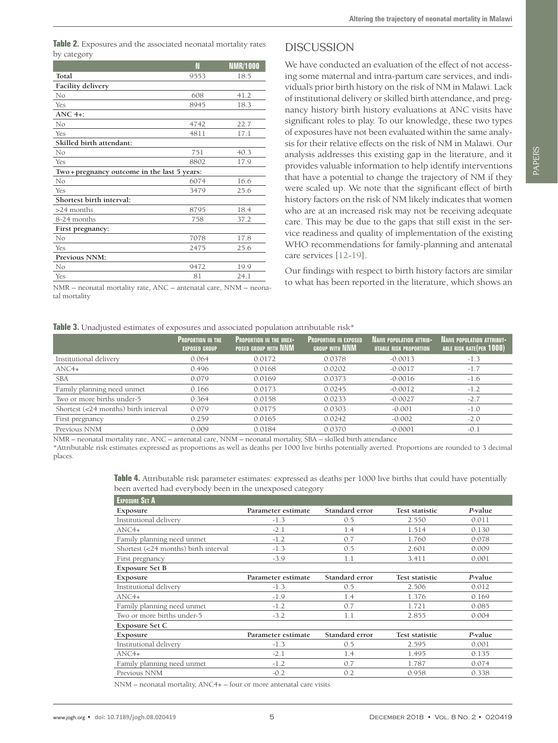**Table 2.** Exposures and the associated neonatal mortality rates by category

| | N | NMR/1000 |
|---|---|---|
| **Total** | 9553 | 18.5 |
| **Facility delivery** | | |
| No | 608 | 41.2 |
| Yes | 8945 | 18.3 |
| **ANC 4+:** | | |
| No | 4742 | 22.7 |
| Yes | 4811 | 17.1 |
| **Skilled birth attendant:** | | |
| No | 751 | 40.3 |
| Yes | 8802 | 17.9 |
| **Two+pregnancy outcome in the last 5 years:** | | |
| No | 6074 | 16.6 |
| Yes | 3479 | 25.6 |
| **Shortest birth interval:** | | |
| >24 months | 8795 | 18.4 |
| 8-24 months | 758 | 37.2 |
| **First pregnancy:** | | |
| No | 7078 | 17.8 |
| Yes | 2475 | 25.6 |
| **Previous NNM:** | | |
| No | 9472 | 19.9 |
| Yes | 81 | 24.1 |

NMR – neonatal mortality rate, ANC – antenatal care, NNM – neonatal mortality

## DISCUSSION

We have conducted an evaluation of the effect of not accessing some maternal and intra-partum care services, and individual's prior birth history on the risk of NM in Malawi. Lack of institutional delivery or skilled birth attendance, and pregnancy history birth history evaluations at ANC visits have significant roles to play. To our knowledge, these two types of exposures have not been evaluated within the same analysis for their relative effects on the risk of NM in Malawi. Our analysis addresses this existing gap in the literature, and it provides valuable information to help identify interventions that have a potential to change the trajectory of NM if they were scaled up. We note that the significant effect of birth history factors on the risk of NM likely indicates that women who are at an increased risk may not be receiving adequate care. This may be due to the gaps that still exist in the service readiness and quality of implementation of the existing WHO recommendations for family-planning and antenatal care services [12-19].

Our findings with respect to birth history factors are similar to what has been reported in the literature, which shows an

**Table 3.** Unadjusted estimates of exposures and associated population attributable risk*

| | Proportion in the exposed group | Proportion in the unexposed group with NNM | Proportion in exposed group with NNM | Naive population attributable risk proportion | Naive population attributable risk rate (per 1000) |
|---|---|---|---|---|---|
| Institutional delivery | 0.064 | 0.0172 | 0.0378 | -0.0013 | -1.3 |
| ANC4+ | 0.496 | 0.0168 | 0.0202 | -0.0017 | -1.7 |
| SBA | 0.079 | 0.0169 | 0.0373 | -0.0016 | -1.6 |
| Family planning need unmet | 0.166 | 0.0173 | 0.0245 | -0.0012 | -1.2 |
| Two or more births under-5 | 0.364 | 0.0158 | 0.0233 | -0.0027 | -2.7 |
| Shortest (<24 months) birth interval | 0.079 | 0.0175 | 0.0303 | -0.001 | -1.0 |
| First pregnancy | 0.259 | 0.0165 | 0.0242 | -0.002 | -2.0 |
| Previous NNM | 0.009 | 0.0184 | 0.0370 | -0.0001 | -0.1 |

NMR – neonatal mortality rate, ANC – antenatal care, NNM – neonatal mortality, SBA – skilled birth attendance

*Attributable risk estimates expressed as proportions as well as deaths per 1000 live births potentially averted. Proportions are rounded to 3 decimal places.

**Table 4.** Attributable risk parameter estimates: expressed as deaths per 1000 live births that could have potentially been averted had everybody been in the unexposed category

| **Exposure Set A** | | | | |
|---|---|---|---|---|
| **Exposure** | **Parameter estimate** | **Standard error** | **Test statistic** | ***P*-value** |
| Institutional delivery | -1.3 | 0.5 | 2.550 | 0.011 |
| ANC4+ | -2.1 | 1.4 | 1.514 | 0.130 |
| Family planning need unmet | -1.2 | 0.7 | 1.760 | 0.078 |
| Shortest (<24 months) birth interval | -1.3 | 0.5 | 2.601 | 0.009 |
| First pregnancy | -3.9 | 1.1 | 3.411 | 0.001 |
| **Exposure Set B** | | | | |
| **Exposure** | **Parameter estimate** | **Standard error** | **Test statistic** | ***P*-value** |
| Institutional delivery | -1.3 | 0.5 | 2.506 | 0.012 |
| ANC4+ | -1.9 | 1.4 | 1.376 | 0.169 |
| Family planning need unmet | -1.2 | 0.7 | 1.721 | 0.085 |
| Two or more births under-5 | -3.2 | 1.1 | 2.855 | 0.004 |
| **Exposure Set C** | | | | |
| **Exposure** | **Parameter estimate** | **Standard error** | **Test statistic** | ***P*-value** |
| Institutional delivery | -1.3 | 0.5 | 2.595 | 0.001 |
| ANC4+ | -2.1 | 1.4 | 1.495 | 0.135 |
| Family planning need unmet | -1.2 | 0.7 | 1.787 | 0.074 |
| Previous NNM | -0.2 | 0.2 | 0.958 | 0.338 |

NNM – neonatal mortality, ANC4+ – four or more antenatal care visits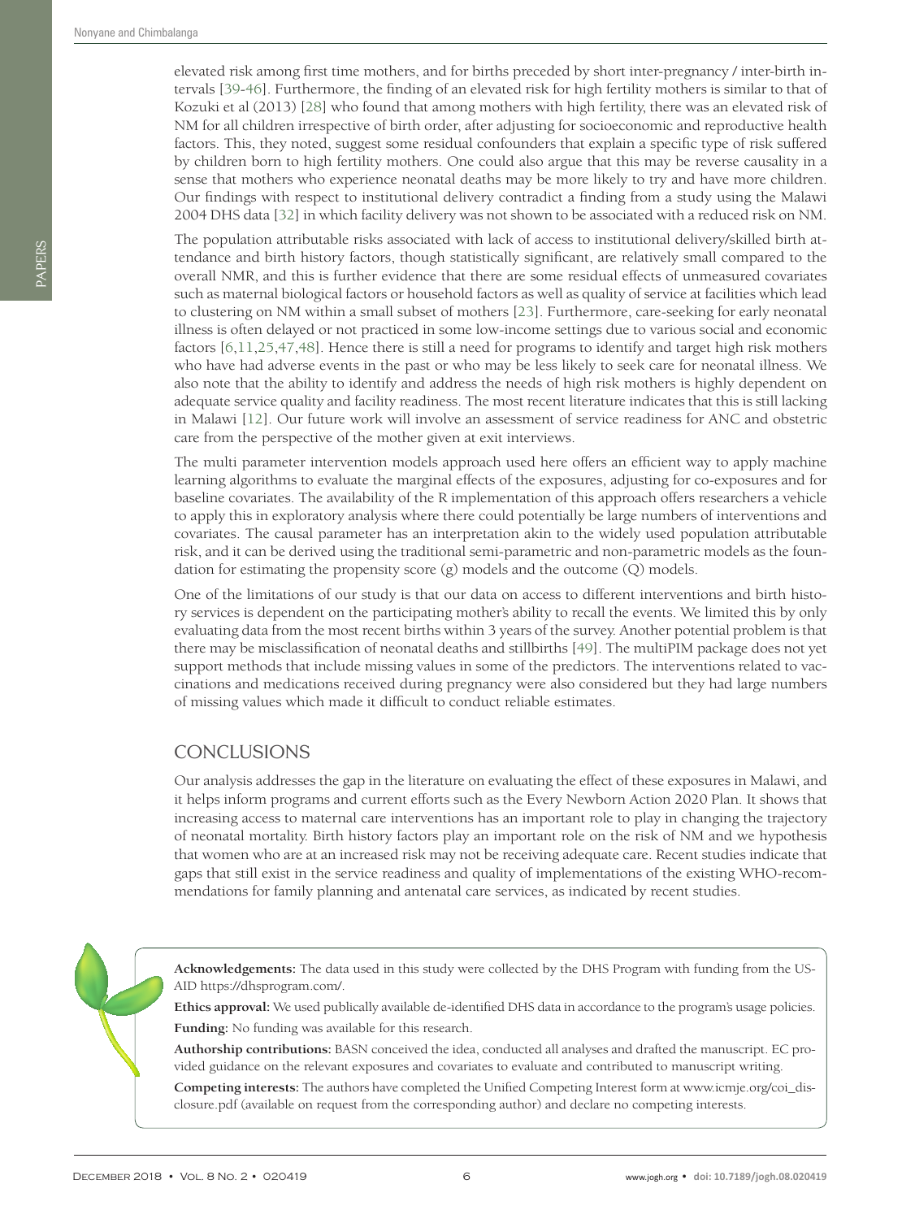elevated risk among first time mothers, and for births preceded by short inter-pregnancy / inter-birth intervals [39-46]. Furthermore, the finding of an elevated risk for high fertility mothers is similar to that of Kozuki et al (2013) [28] who found that among mothers with high fertility, there was an elevated risk of NM for all children irrespective of birth order, after adjusting for socioeconomic and reproductive health factors. This, they noted, suggest some residual confounders that explain a specific type of risk suffered by children born to high fertility mothers. One could also argue that this may be reverse causality in a sense that mothers who experience neonatal deaths may be more likely to try and have more children. Our findings with respect to institutional delivery contradict a finding from a study using the Malawi 2004 DHS data [32] in which facility delivery was not shown to be associated with a reduced risk on NM.

The population attributable risks associated with lack of access to institutional delivery/skilled birth attendance and birth history factors, though statistically significant, are relatively small compared to the overall NMR, and this is further evidence that there are some residual effects of unmeasured covariates such as maternal biological factors or household factors as well as quality of service at facilities which lead to clustering on NM within a small subset of mothers [23]. Furthermore, care-seeking for early neonatal illness is often delayed or not practiced in some low-income settings due to various social and economic factors [6,11,25,47,48]. Hence there is still a need for programs to identify and target high risk mothers who have had adverse events in the past or who may be less likely to seek care for neonatal illness. We also note that the ability to identify and address the needs of high risk mothers is highly dependent on adequate service quality and facility readiness. The most recent literature indicates that this is still lacking in Malawi [12]. Our future work will involve an assessment of service readiness for ANC and obstetric care from the perspective of the mother given at exit interviews.

The multi parameter intervention models approach used here offers an efficient way to apply machine learning algorithms to evaluate the marginal effects of the exposures, adjusting for co-exposures and for baseline covariates. The availability of the R implementation of this approach offers researchers a vehicle to apply this in exploratory analysis where there could potentially be large numbers of interventions and covariates. The causal parameter has an interpretation akin to the widely used population attributable risk, and it can be derived using the traditional semi-parametric and non-parametric models as the foundation for estimating the propensity score (g) models and the outcome (Q) models.

One of the limitations of our study is that our data on access to different interventions and birth history services is dependent on the participating mother's ability to recall the events. We limited this by only evaluating data from the most recent births within 3 years of the survey. Another potential problem is that there may be misclassification of neonatal deaths and stillbirths [49]. The multiPIM package does not yet support methods that include missing values in some of the predictors. The interventions related to vaccinations and medications received during pregnancy were also considered but they had large numbers of missing values which made it difficult to conduct reliable estimates.

## CONCLUSIONS

Our analysis addresses the gap in the literature on evaluating the effect of these exposures in Malawi, and it helps inform programs and current efforts such as the Every Newborn Action 2020 Plan. It shows that increasing access to maternal care interventions has an important role to play in changing the trajectory of neonatal mortality. Birth history factors play an important role on the risk of NM and we hypothesis that women who are at an increased risk may not be receiving adequate care. Recent studies indicate that gaps that still exist in the service readiness and quality of implementations of the existing WHO-recommendations for family planning and antenatal care services, as indicated by recent studies.

**Acknowledgements:** The data used in this study were collected by the DHS Program with funding from the USAID https://dhsprogram.com/.

**Ethics approval:** We used publically available de-identified DHS data in accordance to the program's usage policies.

**Funding:** No funding was available for this research.

**Authorship contributions:** BASN conceived the idea, conducted all analyses and drafted the manuscript. EC provided guidance on the relevant exposures and covariates to evaluate and contributed to manuscript writing.

**Competing interests:** The authors have completed the Unified Competing Interest form at www.icmje.org/coi_disclosure.pdf (available on request from the corresponding author) and declare no competing interests.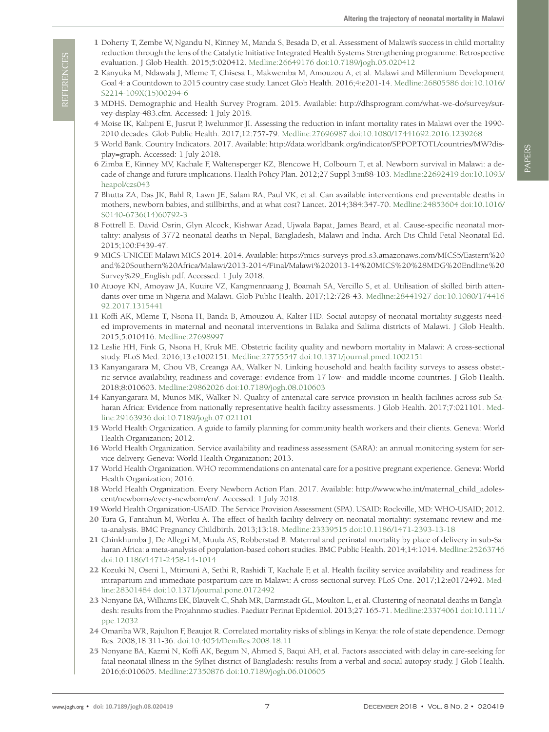1 Doherty T, Zembe W, Ngandu N, Kinney M, Manda S, Besada D, et al. Assessment of Malawi's success in child mortality reduction through the lens of the Catalytic Initiative Integrated Health Systems Strengthening programme: Retrospective evaluation. J Glob Health. 2015;5:020412. Medline:26649176 doi:10.7189/jogh.05.020412

2 Kanyuka M, Ndawala J, Mleme T, Chisesa L, Makwemba M, Amouzou A, et al. Malawi and Millennium Development Goal 4: a Countdown to 2015 country case study. Lancet Glob Health. 2016;4:e201-14. Medline:26805586 doi:10.1016/S2214-109X(15)00294-6

3 MDHS. Demographic and Health Survey Program. 2015. Available: http://dhsprogram.com/what-we-do/survey/survey-display-483.cfm. Accessed: 1 July 2018.

4 Moise IK, Kalipeni E, Jusrut P, Iwelunmor JI. Assessing the reduction in infant mortality rates in Malawi over the 1990-2010 decades. Glob Public Health. 2017;12:757-79. Medline:27696987 doi:10.1080/17441692.2016.1239268

5 World Bank. Country Indicators. 2017. Available: http://data.worldbank.org/indicator/SP.POP.TOTL/countries/MW?display=graph. Accessed: 1 July 2018.

6 Zimba E, Kinney MV, Kachale F, Waltensperger KZ, Blencowe H, Colbourn T, et al. Newborn survival in Malawi: a decade of change and future implications. Health Policy Plan. 2012;27 Suppl 3:iii88-103. Medline:22692419 doi:10.1093/heapol/czs043

7 Bhutta ZA, Das JK, Bahl R, Lawn JE, Salam RA, Paul VK, et al. Can available interventions end preventable deaths in mothers, newborn babies, and stillbirths, and at what cost? Lancet. 2014;384:347-70. Medline:24853604 doi:10.1016/S0140-6736(14)60792-3

8 Fottrell E. David Osrin, Glyn Alcock, Kishwar Azad, Ujwala Bapat, James Beard, et al. Cause-specific neonatal mortality: analysis of 3772 neonatal deaths in Nepal, Bangladesh, Malawi and India. Arch Dis Child Fetal Neonatal Ed. 2015;100:F439-47.

9 MICS-UNICEF. Malawi MICS 2014. 2014. Available: https://mics-surveys-prod.s3.amazonaws.com/MICS5/Eastern%20and%20Southern%20Africa/Malawi/2013-2014/Final/Malawi%202013-14%20MICS%20%28MDG%20Endline%20Survey%29_English.pdf. Accessed: 1 July 2018.

10 Atuoye KN, Amoyaw JA, Kuuire VZ, Kangmennaang J, Boamah SA, Vercillo S, et al. Utilisation of skilled birth attendants over time in Nigeria and Malawi. Glob Public Health. 2017;12:728-43. Medline:28441927 doi:10.1080/17441692.2017.1315441

11 Koffi AK, Mleme T, Nsona H, Banda B, Amouzou A, Kalter HD. Social autopsy of neonatal mortality suggests needed improvements in maternal and neonatal interventions in Balaka and Salima districts of Malawi. J Glob Health. 2015;5:010416. Medline:27698997

12 Leslie HH, Fink G, Nsona H, Kruk ME. Obstetric facility quality and newborn mortality in Malawi: A cross-sectional study. PLoS Med. 2016;13:e1002151. Medline:27755547 doi:10.1371/journal.pmed.1002151

13 Kanyangarara M, Chou VB, Creanga AA, Walker N. Linking household and health facility surveys to assess obstetric service availability, readiness and coverage: evidence from 17 low- and middle-income countries. J Glob Health. 2018;8:010603. Medline:29862026 doi:10.7189/jogh.08.010603

14 Kanyangarara M, Munos MK, Walker N. Quality of antenatal care service provision in health facilities across sub-Saharan Africa: Evidence from nationally representative health facility assessments. J Glob Health. 2017;7:021101. Medline:29163936 doi:10.7189/jogh.07.021101

15 World Health Organization. A guide to family planning for community health workers and their clients. Geneva: World Health Organization; 2012.

16 World Health Organization. Service availability and readiness assessment (SARA): an annual monitoring system for service delivery. Geneva: World Health Organization; 2013.

17 World Health Organization. WHO recommendations on antenatal care for a positive pregnant experience. Geneva: World Health Organization; 2016.

18 World Health Organization. Every Newborn Action Plan. 2017. Available: http://www.who.int/maternal_child_adolescent/newborns/every-newborn/en/. Accessed: 1 July 2018.

19 World Health Organization-USAID. The Service Provision Assessment (SPA). USAID: Rockville, MD: WHO-USAID; 2012.

20 Tura G, Fantahun M, Worku A. The effect of health facility delivery on neonatal mortality: systematic review and meta-analysis. BMC Pregnancy Childbirth. 2013;13:18. Medline:23339515 doi:10.1186/1471-2393-13-18

21 Chinkhumba J, De Allegri M, Muula AS, Robberstad B. Maternal and perinatal mortality by place of delivery in sub-Saharan Africa: a meta-analysis of population-based cohort studies. BMC Public Health. 2014;14:1014. Medline:25263746 doi:10.1186/1471-2458-14-1014

22 Kozuki N, Oseni L, Mtimuni A, Sethi R, Rashidi T, Kachale F, et al. Health facility service availability and readiness for intrapartum and immediate postpartum care in Malawi: A cross-sectional survey. PLoS One. 2017;12:e0172492. Medline:28301484 doi:10.1371/journal.pone.0172492

23 Nonyane BA, Williams EK, Blauvelt C, Shah MR, Darmstadt GL, Moulton L, et al. Clustering of neonatal deaths in Bangladesh: results from the Projahnmo studies. Paediatr Perinat Epidemiol. 2013;27:165-71. Medline:23374061 doi:10.1111/ppe.12032

24 Omariba WR, Rajulton F, Beaujot R. Correlated mortality risks of siblings in Kenya: the role of state dependence. Demogr Res. 2008;18:311-36. doi:10.4054/DemRes.2008.18.11

25 Nonyane BA, Kazmi N, Koffi AK, Begum N, Ahmed S, Baqui AH, et al. Factors associated with delay in care-seeking for fatal neonatal illness in the Sylhet district of Bangladesh: results from a verbal and social autopsy study. J Glob Health. 2016;6:010605. Medline:27350876 doi:10.7189/jogh.06.010605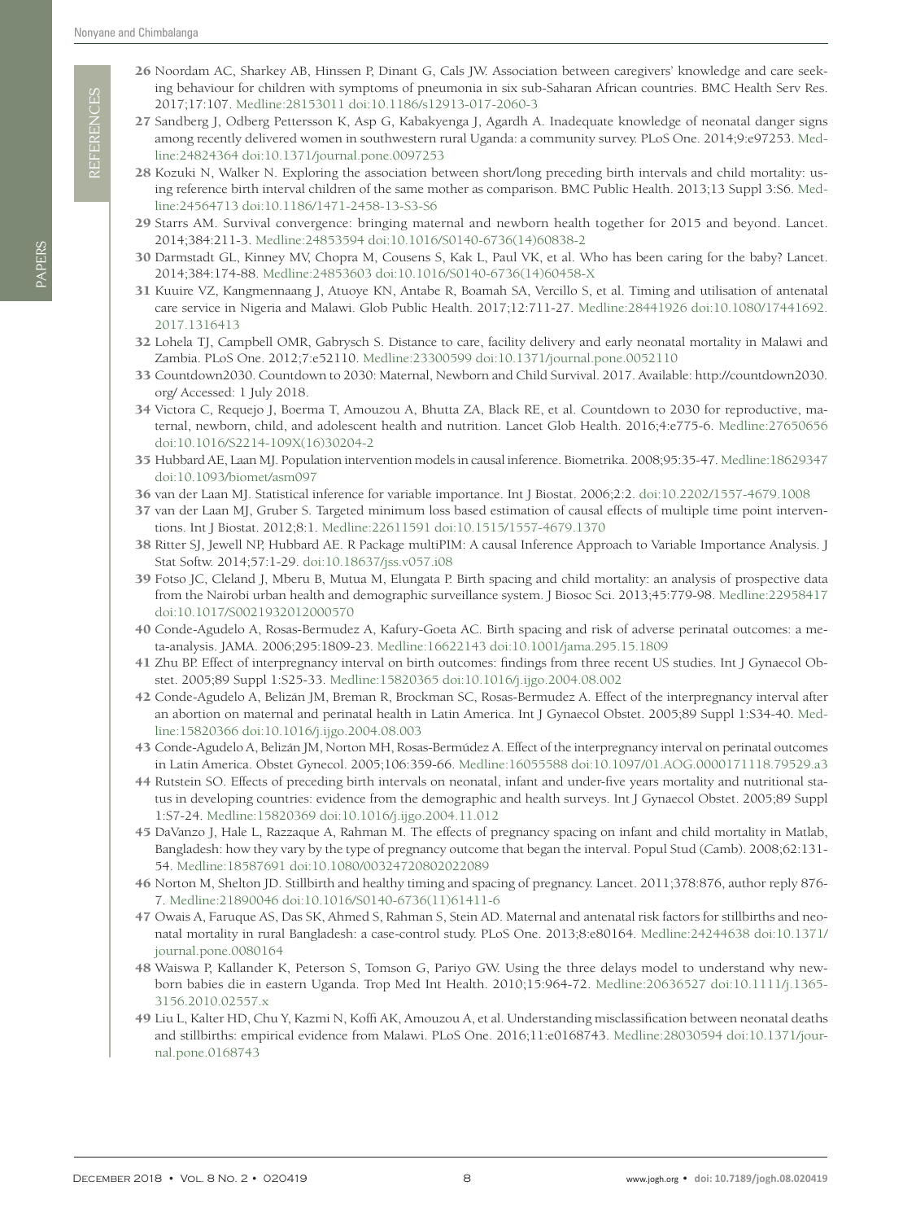26 Noordam AC, Sharkey AB, Hinssen P, Dinant G, Cals JW. Association between caregivers' knowledge and care seeking behaviour for children with symptoms of pneumonia in six sub-Saharan African countries. BMC Health Serv Res. 2017;17:107. Medline:28153011 doi:10.1186/s12913-017-2060-3

27 Sandberg J, Odberg Pettersson K, Asp G, Kabakyenga J, Agardh A. Inadequate knowledge of neonatal danger signs among recently delivered women in southwestern rural Uganda: a community survey. PLoS One. 2014;9:e97253. Medline:24824364 doi:10.1371/journal.pone.0097253

28 Kozuki N, Walker N. Exploring the association between short/long preceding birth intervals and child mortality: using reference birth interval children of the same mother as comparison. BMC Public Health. 2013;13 Suppl 3:S6. Medline:24564713 doi:10.1186/1471-2458-13-S3-S6

29 Starrs AM. Survival convergence: bringing maternal and newborn health together for 2015 and beyond. Lancet. 2014;384:211-3. Medline:24853594 doi:10.1016/S0140-6736(14)60838-2

30 Darmstadt GL, Kinney MV, Chopra M, Cousens S, Kak L, Paul VK, et al. Who has been caring for the baby? Lancet. 2014;384:174-88. Medline:24853603 doi:10.1016/S0140-6736(14)60458-X

31 Kuuire VZ, Kangmennaang J, Atuoye KN, Antabe R, Boamah SA, Vercillo S, et al. Timing and utilisation of antenatal care service in Nigeria and Malawi. Glob Public Health. 2017;12:711-27. Medline:28441926 doi:10.1080/17441692.2017.1316413

32 Lohela TJ, Campbell OMR, Gabrysch S. Distance to care, facility delivery and early neonatal mortality in Malawi and Zambia. PLoS One. 2012;7:e52110. Medline:23300599 doi:10.1371/journal.pone.0052110

33 Countdown2030. Countdown to 2030: Maternal, Newborn and Child Survival. 2017. Available: http://countdown2030.org/ Accessed: 1 July 2018.

34 Victora C, Requejo J, Boerma T, Amouzou A, Bhutta ZA, Black RE, et al. Countdown to 2030 for reproductive, maternal, newborn, child, and adolescent health and nutrition. Lancet Glob Health. 2016;4:e775-6. Medline:27650656 doi:10.1016/S2214-109X(16)30204-2

35 Hubbard AE, Laan MJ. Population intervention models in causal inference. Biometrika. 2008;95:35-47. Medline:18629347 doi:10.1093/biomet/asm097

36 van der Laan MJ. Statistical inference for variable importance. Int J Biostat. 2006;2:2. doi:10.2202/1557-4679.1008

37 van der Laan MJ, Gruber S. Targeted minimum loss based estimation of causal effects of multiple time point interventions. Int J Biostat. 2012;8:1. Medline:22611591 doi:10.1515/1557-4679.1370

38 Ritter SJ, Jewell NP, Hubbard AE. R Package multiPIM: A causal Inference Approach to Variable Importance Analysis. J Stat Softw. 2014;57:1-29. doi:10.18637/jss.v057.i08

39 Fotso JC, Cleland J, Mberu B, Mutua M, Elungata P. Birth spacing and child mortality: an analysis of prospective data from the Nairobi urban health and demographic surveillance system. J Biosoc Sci. 2013;45:779-98. Medline:22958417 doi:10.1017/S0021932012000570

40 Conde-Agudelo A, Rosas-Bermudez A, Kafury-Goeta AC. Birth spacing and risk of adverse perinatal outcomes: a meta-analysis. JAMA. 2006;295:1809-23. Medline:16622143 doi:10.1001/jama.295.15.1809

41 Zhu BP. Effect of interpregnancy interval on birth outcomes: findings from three recent US studies. Int J Gynaecol Obstet. 2005;89 Suppl 1:S25-33. Medline:15820365 doi:10.1016/j.ijgo.2004.08.002

42 Conde-Agudelo A, Belizán JM, Breman R, Brockman SC, Rosas-Bermudez A. Effect of the interpregnancy interval after an abortion on maternal and perinatal health in Latin America. Int J Gynaecol Obstet. 2005;89 Suppl 1:S34-40. Medline:15820366 doi:10.1016/j.ijgo.2004.08.003

43 Conde-Agudelo A, Belizán JM, Norton MH, Rosas-Bermúdez A. Effect of the interpregnancy interval on perinatal outcomes in Latin America. Obstet Gynecol. 2005;106:359-66. Medline:16055588 doi:10.1097/01.AOG.0000171118.79529.a3

44 Rutstein SO. Effects of preceding birth intervals on neonatal, infant and under-five years mortality and nutritional status in developing countries: evidence from the demographic and health surveys. Int J Gynaecol Obstet. 2005;89 Suppl 1:S7-24. Medline:15820369 doi:10.1016/j.ijgo.2004.11.012

45 DaVanzo J, Hale L, Razzaque A, Rahman M. The effects of pregnancy spacing on infant and child mortality in Matlab, Bangladesh: how they vary by the type of pregnancy outcome that began the interval. Popul Stud (Camb). 2008;62:131-54. Medline:18587691 doi:10.1080/00324720802022089

46 Norton M, Shelton JD. Stillbirth and healthy timing and spacing of pregnancy. Lancet. 2011;378:876, author reply 876-7. Medline:21890046 doi:10.1016/S0140-6736(11)61411-6

47 Owais A, Faruque AS, Das SK, Ahmed S, Rahman S, Stein AD. Maternal and antenatal risk factors for stillbirths and neonatal mortality in rural Bangladesh: a case-control study. PLoS One. 2013;8:e80164. Medline:24244638 doi:10.1371/journal.pone.0080164

48 Waiswa P, Kallander K, Peterson S, Tomson G, Pariyo GW. Using the three delays model to understand why newborn babies die in eastern Uganda. Trop Med Int Health. 2010;15:964-72. Medline:20636527 doi:10.1111/j.1365-3156.2010.02557.x

49 Liu L, Kalter HD, Chu Y, Kazmi N, Koffi AK, Amouzou A, et al. Understanding misclassification between neonatal deaths and stillbirths: empirical evidence from Malawi. PLoS One. 2016;11:e0168743. Medline:28030594 doi:10.1371/journal.pone.0168743